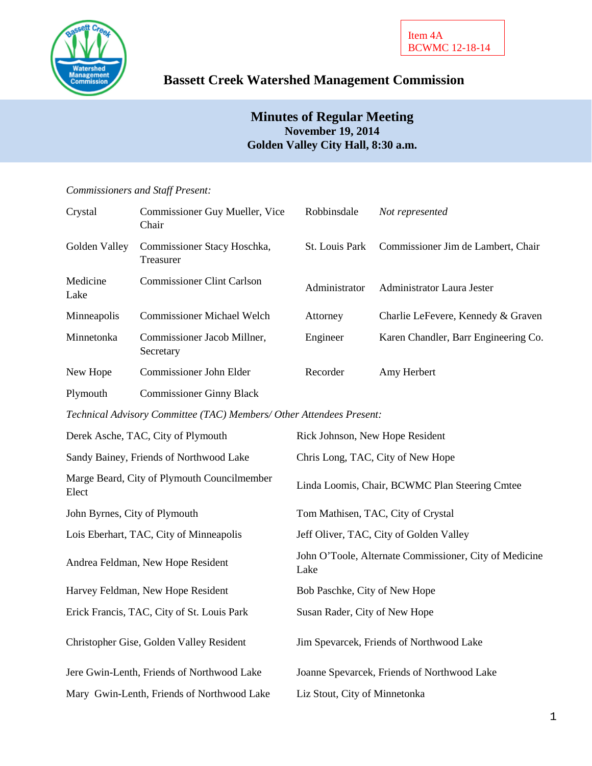Item 4A
BCWMC 12-18-14

# Bassett Creek Watershed Management Commission

## Minutes of Regular Meeting
**November 19, 2014**
**Golden Valley City Hall, 8:30 a.m.**

*Commissioners and Staff Present:*

| | | | |
|---|---|---|---|
| Crystal | Commissioner Guy Mueller, Vice Chair | Robbinsdale | *Not represented* |
| Golden Valley | Commissioner Stacy Hoschka, Treasurer | St. Louis Park | Commissioner Jim de Lambert, Chair |
| Medicine Lake | Commissioner Clint Carlson | Administrator | Administrator Laura Jester |
| Minneapolis | Commissioner Michael Welch | Attorney | Charlie LeFevere, Kennedy & Graven |
| Minnetonka | Commissioner Jacob Millner, Secretary | Engineer | Karen Chandler, Barr Engineering Co. |
| New Hope | Commissioner John Elder | Recorder | Amy Herbert |
| Plymouth | Commissioner Ginny Black | | |

*Technical Advisory Committee (TAC) Members/ Other Attendees Present:*

| | |
|---|---|
| Derek Asche, TAC, City of Plymouth | Rick Johnson, New Hope Resident |
| Sandy Bainey, Friends of Northwood Lake | Chris Long, TAC, City of New Hope |
| Marge Beard, City of Plymouth Councilmember Elect | Linda Loomis, Chair, BCWMC Plan Steering Cmtee |
| John Byrnes, City of Plymouth | Tom Mathisen, TAC, City of Crystal |
| Lois Eberhart, TAC, City of Minneapolis | Jeff Oliver, TAC, City of Golden Valley |
| Andrea Feldman, New Hope Resident | John O'Toole, Alternate Commissioner, City of Medicine Lake |
| Harvey Feldman, New Hope Resident | Bob Paschke, City of New Hope |
| Erick Francis, TAC, City of St. Louis Park | Susan Rader, City of New Hope |
| Christopher Gise, Golden Valley Resident | Jim Spevarcek, Friends of Northwood Lake |
| Jere Gwin-Lenth, Friends of Northwood Lake | Joanne Spevarcek, Friends of Northwood Lake |
| Mary Gwin-Lenth, Friends of Northwood Lake | Liz Stout, City of Minnetonka |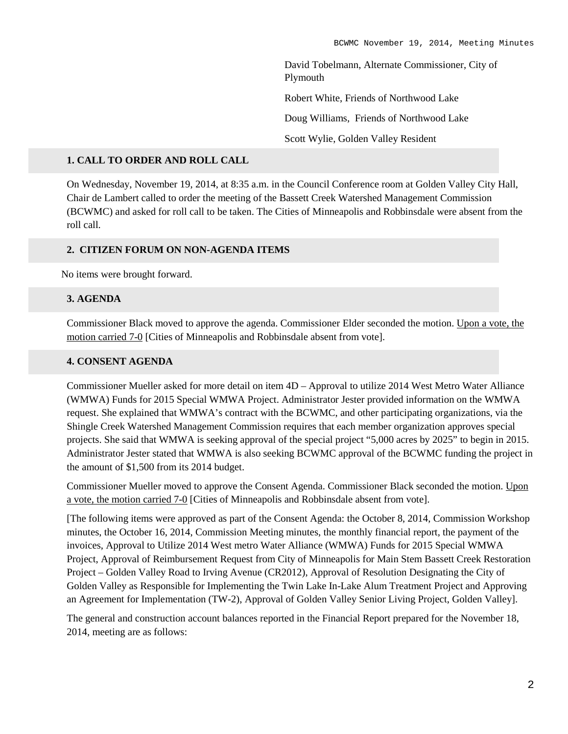David Tobelmann, Alternate Commissioner, City of Plymouth

Robert White, Friends of Northwood Lake

Doug Williams, Friends of Northwood Lake

Scott Wylie, Golden Valley Resident

## 1. CALL TO ORDER AND ROLL CALL

On Wednesday, November 19, 2014, at 8:35 a.m. in the Council Conference room at Golden Valley City Hall, Chair de Lambert called to order the meeting of the Bassett Creek Watershed Management Commission (BCWMC) and asked for roll call to be taken. The Cities of Minneapolis and Robbinsdale were absent from the roll call.

## 2. CITIZEN FORUM ON NON-AGENDA ITEMS

No items were brought forward.

## 3. AGENDA

Commissioner Black moved to approve the agenda. Commissioner Elder seconded the motion. Upon a vote, the motion carried 7-0 [Cities of Minneapolis and Robbinsdale absent from vote].

## 4. CONSENT AGENDA

Commissioner Mueller asked for more detail on item 4D – Approval to utilize 2014 West Metro Water Alliance (WMWA) Funds for 2015 Special WMWA Project. Administrator Jester provided information on the WMWA request. She explained that WMWA's contract with the BCWMC, and other participating organizations, via the Shingle Creek Watershed Management Commission requires that each member organization approves special projects. She said that WMWA is seeking approval of the special project "5,000 acres by 2025" to begin in 2015. Administrator Jester stated that WMWA is also seeking BCWMC approval of the BCWMC funding the project in the amount of $1,500 from its 2014 budget.

Commissioner Mueller moved to approve the Consent Agenda. Commissioner Black seconded the motion. Upon a vote, the motion carried 7-0 [Cities of Minneapolis and Robbinsdale absent from vote].

[The following items were approved as part of the Consent Agenda: the October 8, 2014, Commission Workshop minutes, the October 16, 2014, Commission Meeting minutes, the monthly financial report, the payment of the invoices, Approval to Utilize 2014 West metro Water Alliance (WMWA) Funds for 2015 Special WMWA Project, Approval of Reimbursement Request from City of Minneapolis for Main Stem Bassett Creek Restoration Project – Golden Valley Road to Irving Avenue (CR2012), Approval of Resolution Designating the City of Golden Valley as Responsible for Implementing the Twin Lake In-Lake Alum Treatment Project and Approving an Agreement for Implementation (TW-2), Approval of Golden Valley Senior Living Project, Golden Valley].

The general and construction account balances reported in the Financial Report prepared for the November 18, 2014, meeting are as follows: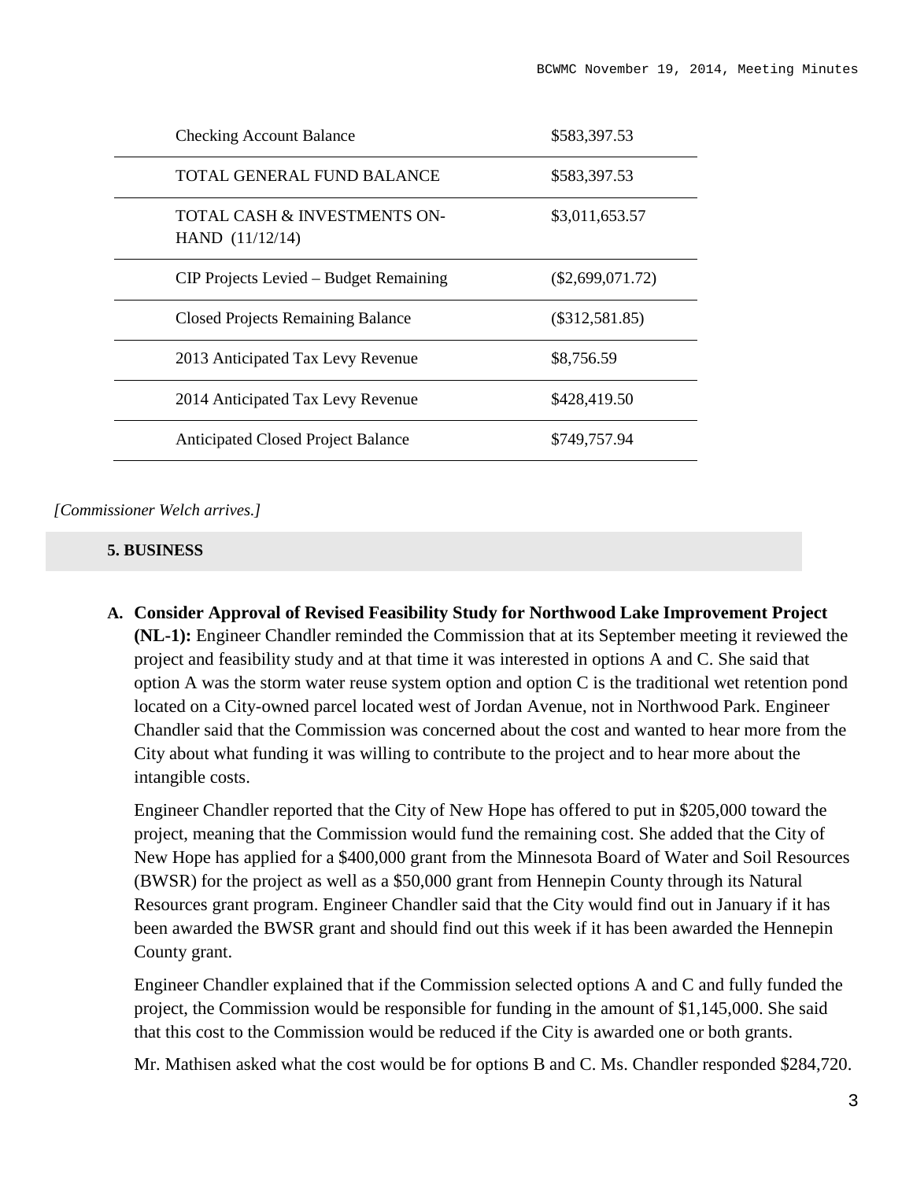| | |
|---|---|
| Checking Account Balance | $583,397.53 |
| TOTAL GENERAL FUND BALANCE | $583,397.53 |
| TOTAL CASH & INVESTMENTS ON-HAND (11/12/14) | $3,011,653.57 |
| CIP Projects Levied – Budget Remaining | ($2,699,071.72) |
| Closed Projects Remaining Balance | ($312,581.85) |
| 2013 Anticipated Tax Levy Revenue | $8,756.59 |
| 2014 Anticipated Tax Levy Revenue | $428,419.50 |
| Anticipated Closed Project Balance | $749,757.94 |

*[Commissioner Welch arrives.]*

**5. BUSINESS**

**A. Consider Approval of Revised Feasibility Study for Northwood Lake Improvement Project (NL-1):** Engineer Chandler reminded the Commission that at its September meeting it reviewed the project and feasibility study and at that time it was interested in options A and C. She said that option A was the storm water reuse system option and option C is the traditional wet retention pond located on a City-owned parcel located west of Jordan Avenue, not in Northwood Park. Engineer Chandler said that the Commission was concerned about the cost and wanted to hear more from the City about what funding it was willing to contribute to the project and to hear more about the intangible costs.

Engineer Chandler reported that the City of New Hope has offered to put in $205,000 toward the project, meaning that the Commission would fund the remaining cost. She added that the City of New Hope has applied for a $400,000 grant from the Minnesota Board of Water and Soil Resources (BWSR) for the project as well as a $50,000 grant from Hennepin County through its Natural Resources grant program. Engineer Chandler said that the City would find out in January if it has been awarded the BWSR grant and should find out this week if it has been awarded the Hennepin County grant.

Engineer Chandler explained that if the Commission selected options A and C and fully funded the project, the Commission would be responsible for funding in the amount of $1,145,000. She said that this cost to the Commission would be reduced if the City is awarded one or both grants.

Mr. Mathisen asked what the cost would be for options B and C. Ms. Chandler responded $284,720.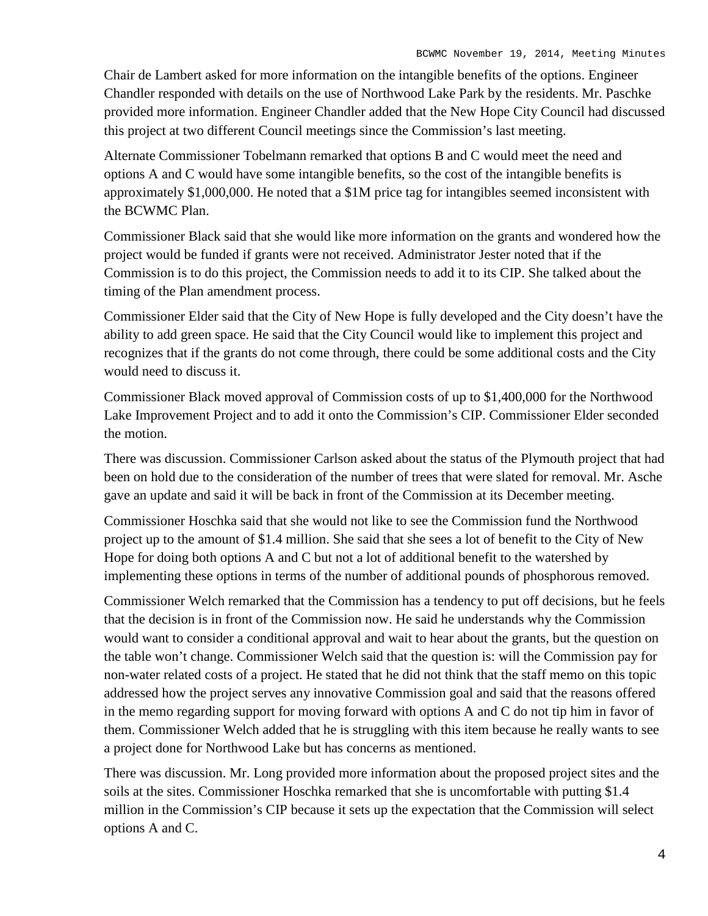Chair de Lambert asked for more information on the intangible benefits of the options. Engineer Chandler responded with details on the use of Northwood Lake Park by the residents. Mr. Paschke provided more information. Engineer Chandler added that the New Hope City Council had discussed this project at two different Council meetings since the Commission's last meeting.

Alternate Commissioner Tobelmann remarked that options B and C would meet the need and options A and C would have some intangible benefits, so the cost of the intangible benefits is approximately $1,000,000. He noted that a $1M price tag for intangibles seemed inconsistent with the BCWMC Plan.

Commissioner Black said that she would like more information on the grants and wondered how the project would be funded if grants were not received. Administrator Jester noted that if the Commission is to do this project, the Commission needs to add it to its CIP. She talked about the timing of the Plan amendment process.

Commissioner Elder said that the City of New Hope is fully developed and the City doesn't have the ability to add green space. He said that the City Council would like to implement this project and recognizes that if the grants do not come through, there could be some additional costs and the City would need to discuss it.

Commissioner Black moved approval of Commission costs of up to $1,400,000 for the Northwood Lake Improvement Project and to add it onto the Commission's CIP. Commissioner Elder seconded the motion.

There was discussion. Commissioner Carlson asked about the status of the Plymouth project that had been on hold due to the consideration of the number of trees that were slated for removal. Mr. Asche gave an update and said it will be back in front of the Commission at its December meeting.

Commissioner Hoschka said that she would not like to see the Commission fund the Northwood project up to the amount of $1.4 million. She said that she sees a lot of benefit to the City of New Hope for doing both options A and C but not a lot of additional benefit to the watershed by implementing these options in terms of the number of additional pounds of phosphorous removed.

Commissioner Welch remarked that the Commission has a tendency to put off decisions, but he feels that the decision is in front of the Commission now. He said he understands why the Commission would want to consider a conditional approval and wait to hear about the grants, but the question on the table won't change. Commissioner Welch said that the question is: will the Commission pay for non-water related costs of a project. He stated that he did not think that the staff memo on this topic addressed how the project serves any innovative Commission goal and said that the reasons offered in the memo regarding support for moving forward with options A and C do not tip him in favor of them. Commissioner Welch added that he is struggling with this item because he really wants to see a project done for Northwood Lake but has concerns as mentioned.

There was discussion. Mr. Long provided more information about the proposed project sites and the soils at the sites. Commissioner Hoschka remarked that she is uncomfortable with putting $1.4 million in the Commission's CIP because it sets up the expectation that the Commission will select options A and C.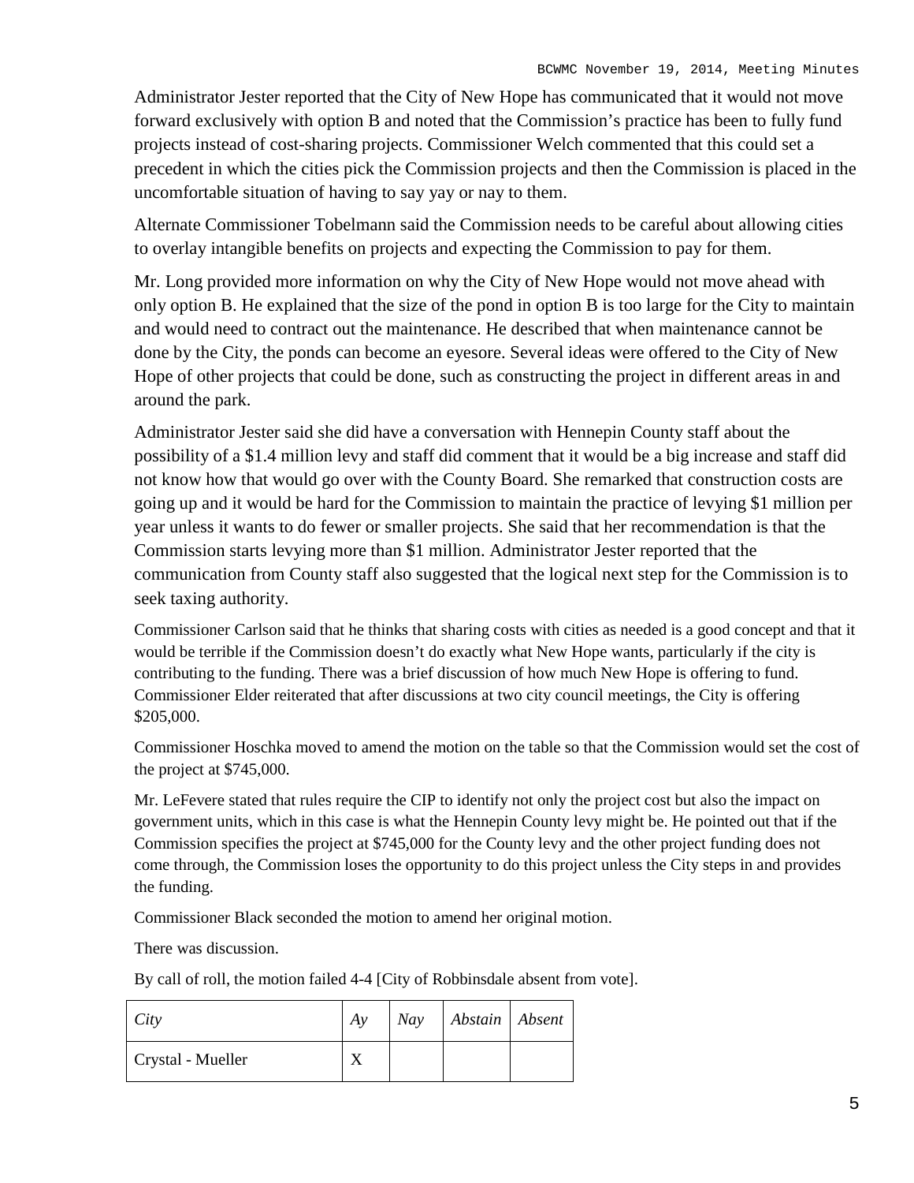Administrator Jester reported that the City of New Hope has communicated that it would not move forward exclusively with option B and noted that the Commission's practice has been to fully fund projects instead of cost-sharing projects. Commissioner Welch commented that this could set a precedent in which the cities pick the Commission projects and then the Commission is placed in the uncomfortable situation of having to say yay or nay to them.

Alternate Commissioner Tobelmann said the Commission needs to be careful about allowing cities to overlay intangible benefits on projects and expecting the Commission to pay for them.

Mr. Long provided more information on why the City of New Hope would not move ahead with only option B. He explained that the size of the pond in option B is too large for the City to maintain and would need to contract out the maintenance. He described that when maintenance cannot be done by the City, the ponds can become an eyesore. Several ideas were offered to the City of New Hope of other projects that could be done, such as constructing the project in different areas in and around the park.

Administrator Jester said she did have a conversation with Hennepin County staff about the possibility of a $1.4 million levy and staff did comment that it would be a big increase and staff did not know how that would go over with the County Board. She remarked that construction costs are going up and it would be hard for the Commission to maintain the practice of levying $1 million per year unless it wants to do fewer or smaller projects. She said that her recommendation is that the Commission starts levying more than $1 million. Administrator Jester reported that the communication from County staff also suggested that the logical next step for the Commission is to seek taxing authority.

Commissioner Carlson said that he thinks that sharing costs with cities as needed is a good concept and that it would be terrible if the Commission doesn't do exactly what New Hope wants, particularly if the city is contributing to the funding. There was a brief discussion of how much New Hope is offering to fund. Commissioner Elder reiterated that after discussions at two city council meetings, the City is offering $205,000.

Commissioner Hoschka moved to amend the motion on the table so that the Commission would set the cost of the project at $745,000.

Mr. LeFevere stated that rules require the CIP to identify not only the project cost but also the impact on government units, which in this case is what the Hennepin County levy might be. He pointed out that if the Commission specifies the project at $745,000 for the County levy and the other project funding does not come through, the Commission loses the opportunity to do this project unless the City steps in and provides the funding.

Commissioner Black seconded the motion to amend her original motion.

There was discussion.

By call of roll, the motion failed 4-4 [City of Robbinsdale absent from vote].

| *City* | *Ay* | *Nay* | *Abstain* | *Absent* |
|---|---|---|---|---|
| Crystal - Mueller | X | | | |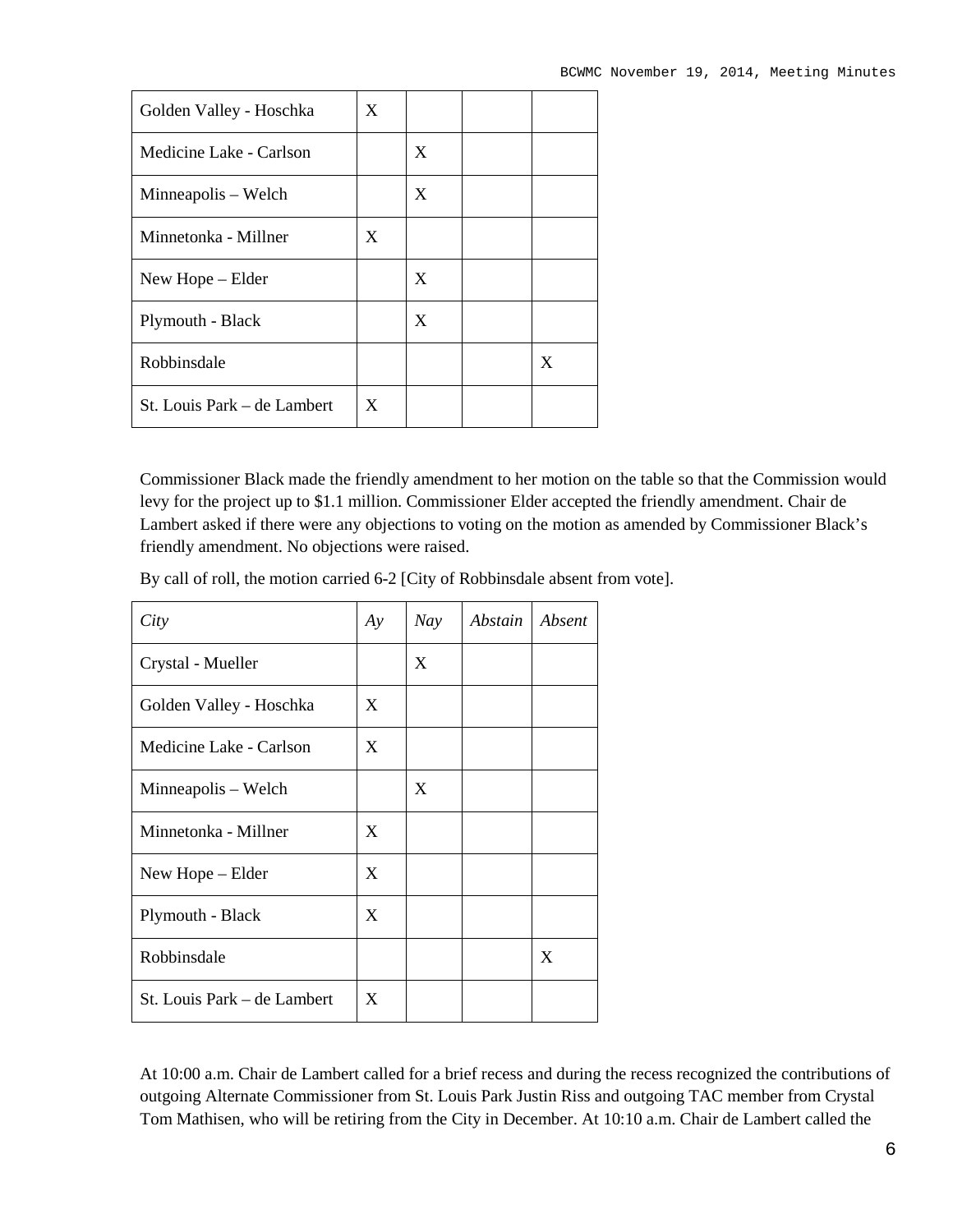| | | | | |
|---|---|---|---|---|
| Golden Valley - Hoschka | X | | | |
| Medicine Lake - Carlson | | X | | |
| Minneapolis – Welch | | X | | |
| Minnetonka - Millner | X | | | |
| New Hope – Elder | | X | | |
| Plymouth - Black | | X | | |
| Robbinsdale | | | | X |
| St. Louis Park – de Lambert | X | | | |

Commissioner Black made the friendly amendment to her motion on the table so that the Commission would levy for the project up to $1.1 million. Commissioner Elder accepted the friendly amendment. Chair de Lambert asked if there were any objections to voting on the motion as amended by Commissioner Black's friendly amendment. No objections were raised.

By call of roll, the motion carried 6-2 [City of Robbinsdale absent from vote].

| *City* | *Ay* | *Nay* | *Abstain* | *Absent* |
|---|---|---|---|---|
| Crystal - Mueller | | X | | |
| Golden Valley - Hoschka | X | | | |
| Medicine Lake - Carlson | X | | | |
| Minneapolis – Welch | | X | | |
| Minnetonka - Millner | X | | | |
| New Hope – Elder | X | | | |
| Plymouth - Black | X | | | |
| Robbinsdale | | | | X |
| St. Louis Park – de Lambert | X | | | |

At 10:00 a.m. Chair de Lambert called for a brief recess and during the recess recognized the contributions of outgoing Alternate Commissioner from St. Louis Park Justin Riss and outgoing TAC member from Crystal Tom Mathisen, who will be retiring from the City in December. At 10:10 a.m. Chair de Lambert called the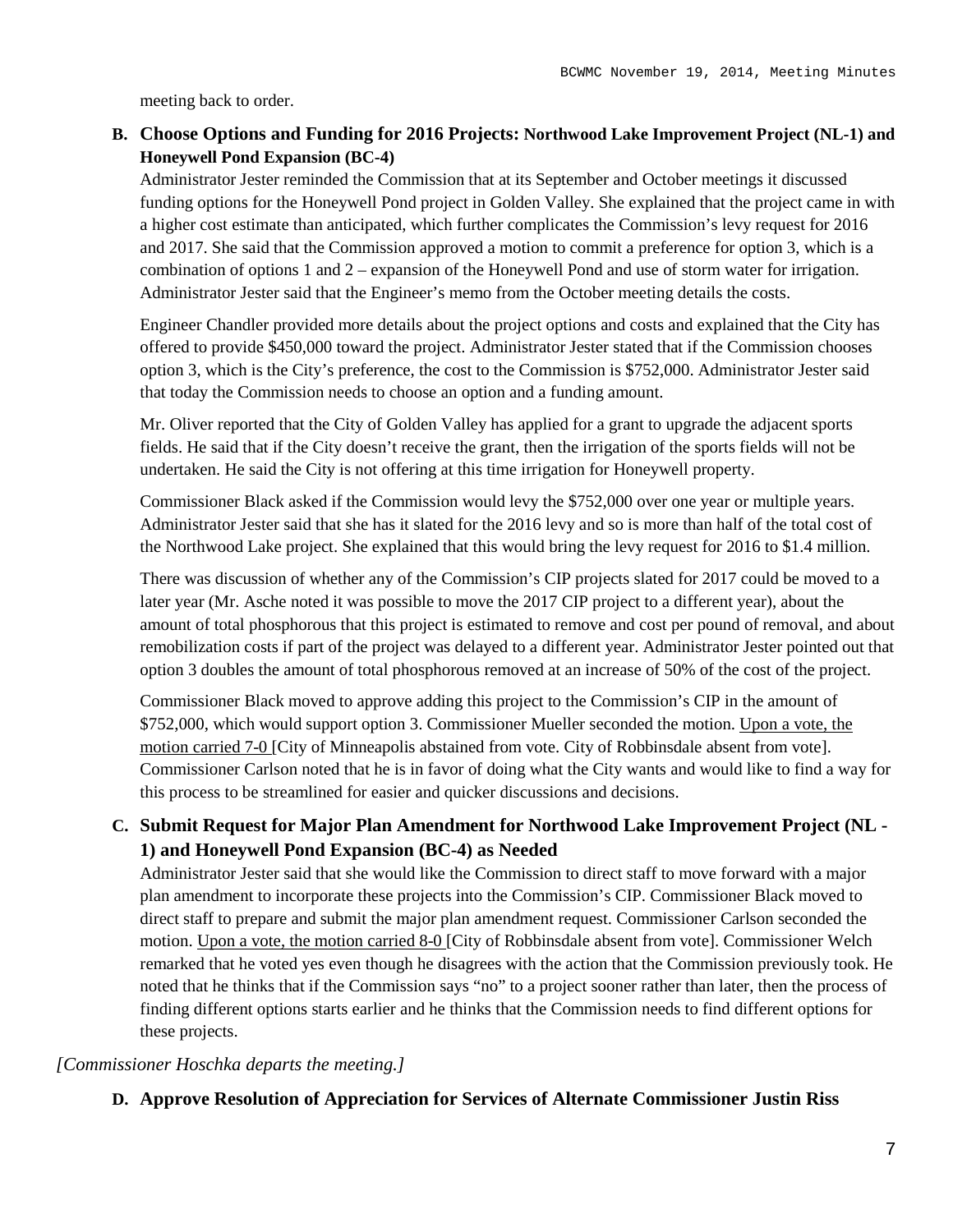meeting back to order.

**B. Choose Options and Funding for 2016 Projects: Northwood Lake Improvement Project (NL-1) and Honeywell Pond Expansion (BC-4)**

Administrator Jester reminded the Commission that at its September and October meetings it discussed funding options for the Honeywell Pond project in Golden Valley. She explained that the project came in with a higher cost estimate than anticipated, which further complicates the Commission's levy request for 2016 and 2017. She said that the Commission approved a motion to commit a preference for option 3, which is a combination of options 1 and 2 – expansion of the Honeywell Pond and use of storm water for irrigation. Administrator Jester said that the Engineer's memo from the October meeting details the costs.

Engineer Chandler provided more details about the project options and costs and explained that the City has offered to provide $450,000 toward the project. Administrator Jester stated that if the Commission chooses option 3, which is the City's preference, the cost to the Commission is $752,000. Administrator Jester said that today the Commission needs to choose an option and a funding amount.

Mr. Oliver reported that the City of Golden Valley has applied for a grant to upgrade the adjacent sports fields. He said that if the City doesn't receive the grant, then the irrigation of the sports fields will not be undertaken. He said the City is not offering at this time irrigation for Honeywell property.

Commissioner Black asked if the Commission would levy the $752,000 over one year or multiple years. Administrator Jester said that she has it slated for the 2016 levy and so is more than half of the total cost of the Northwood Lake project. She explained that this would bring the levy request for 2016 to $1.4 million.

There was discussion of whether any of the Commission's CIP projects slated for 2017 could be moved to a later year (Mr. Asche noted it was possible to move the 2017 CIP project to a different year), about the amount of total phosphorous that this project is estimated to remove and cost per pound of removal, and about remobilization costs if part of the project was delayed to a different year. Administrator Jester pointed out that option 3 doubles the amount of total phosphorous removed at an increase of 50% of the cost of the project.

Commissioner Black moved to approve adding this project to the Commission's CIP in the amount of $752,000, which would support option 3. Commissioner Mueller seconded the motion. Upon a vote, the motion carried 7-0 [City of Minneapolis abstained from vote. City of Robbinsdale absent from vote]. Commissioner Carlson noted that he is in favor of doing what the City wants and would like to find a way for this process to be streamlined for easier and quicker discussions and decisions.

**C. Submit Request for Major Plan Amendment for Northwood Lake Improvement Project (NL - 1) and Honeywell Pond Expansion (BC-4) as Needed**

Administrator Jester said that she would like the Commission to direct staff to move forward with a major plan amendment to incorporate these projects into the Commission's CIP. Commissioner Black moved to direct staff to prepare and submit the major plan amendment request. Commissioner Carlson seconded the motion. Upon a vote, the motion carried 8-0 [City of Robbinsdale absent from vote]. Commissioner Welch remarked that he voted yes even though he disagrees with the action that the Commission previously took. He noted that he thinks that if the Commission says "no" to a project sooner rather than later, then the process of finding different options starts earlier and he thinks that the Commission needs to find different options for these projects.

*[Commissioner Hoschka departs the meeting.]*

**D. Approve Resolution of Appreciation for Services of Alternate Commissioner Justin Riss**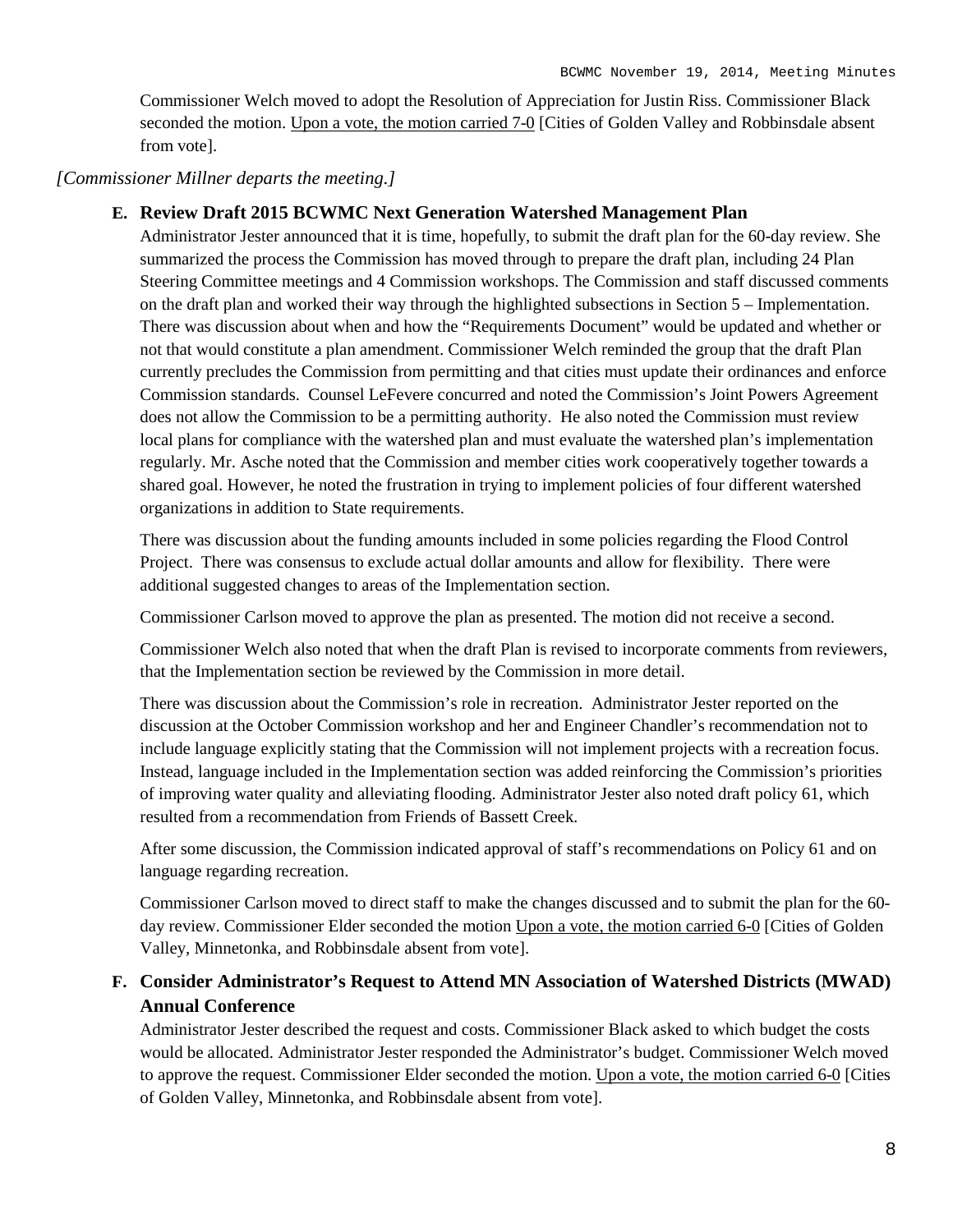Commissioner Welch moved to adopt the Resolution of Appreciation for Justin Riss. Commissioner Black seconded the motion. Upon a vote, the motion carried 7-0 [Cities of Golden Valley and Robbinsdale absent from vote].

*[Commissioner Millner departs the meeting.]*

**E. Review Draft 2015 BCWMC Next Generation Watershed Management Plan**

Administrator Jester announced that it is time, hopefully, to submit the draft plan for the 60-day review. She summarized the process the Commission has moved through to prepare the draft plan, including 24 Plan Steering Committee meetings and 4 Commission workshops. The Commission and staff discussed comments on the draft plan and worked their way through the highlighted subsections in Section 5 – Implementation. There was discussion about when and how the "Requirements Document" would be updated and whether or not that would constitute a plan amendment. Commissioner Welch reminded the group that the draft Plan currently precludes the Commission from permitting and that cities must update their ordinances and enforce Commission standards. Counsel LeFevere concurred and noted the Commission's Joint Powers Agreement does not allow the Commission to be a permitting authority. He also noted the Commission must review local plans for compliance with the watershed plan and must evaluate the watershed plan's implementation regularly. Mr. Asche noted that the Commission and member cities work cooperatively together towards a shared goal. However, he noted the frustration in trying to implement policies of four different watershed organizations in addition to State requirements.

There was discussion about the funding amounts included in some policies regarding the Flood Control Project. There was consensus to exclude actual dollar amounts and allow for flexibility. There were additional suggested changes to areas of the Implementation section.

Commissioner Carlson moved to approve the plan as presented. The motion did not receive a second.

Commissioner Welch also noted that when the draft Plan is revised to incorporate comments from reviewers, that the Implementation section be reviewed by the Commission in more detail.

There was discussion about the Commission's role in recreation. Administrator Jester reported on the discussion at the October Commission workshop and her and Engineer Chandler's recommendation not to include language explicitly stating that the Commission will not implement projects with a recreation focus. Instead, language included in the Implementation section was added reinforcing the Commission's priorities of improving water quality and alleviating flooding. Administrator Jester also noted draft policy 61, which resulted from a recommendation from Friends of Bassett Creek.

After some discussion, the Commission indicated approval of staff's recommendations on Policy 61 and on language regarding recreation.

Commissioner Carlson moved to direct staff to make the changes discussed and to submit the plan for the 60-day review. Commissioner Elder seconded the motion Upon a vote, the motion carried 6-0 [Cities of Golden Valley, Minnetonka, and Robbinsdale absent from vote].

**F. Consider Administrator's Request to Attend MN Association of Watershed Districts (MWAD) Annual Conference**

Administrator Jester described the request and costs. Commissioner Black asked to which budget the costs would be allocated. Administrator Jester responded the Administrator's budget. Commissioner Welch moved to approve the request. Commissioner Elder seconded the motion. Upon a vote, the motion carried 6-0 [Cities of Golden Valley, Minnetonka, and Robbinsdale absent from vote].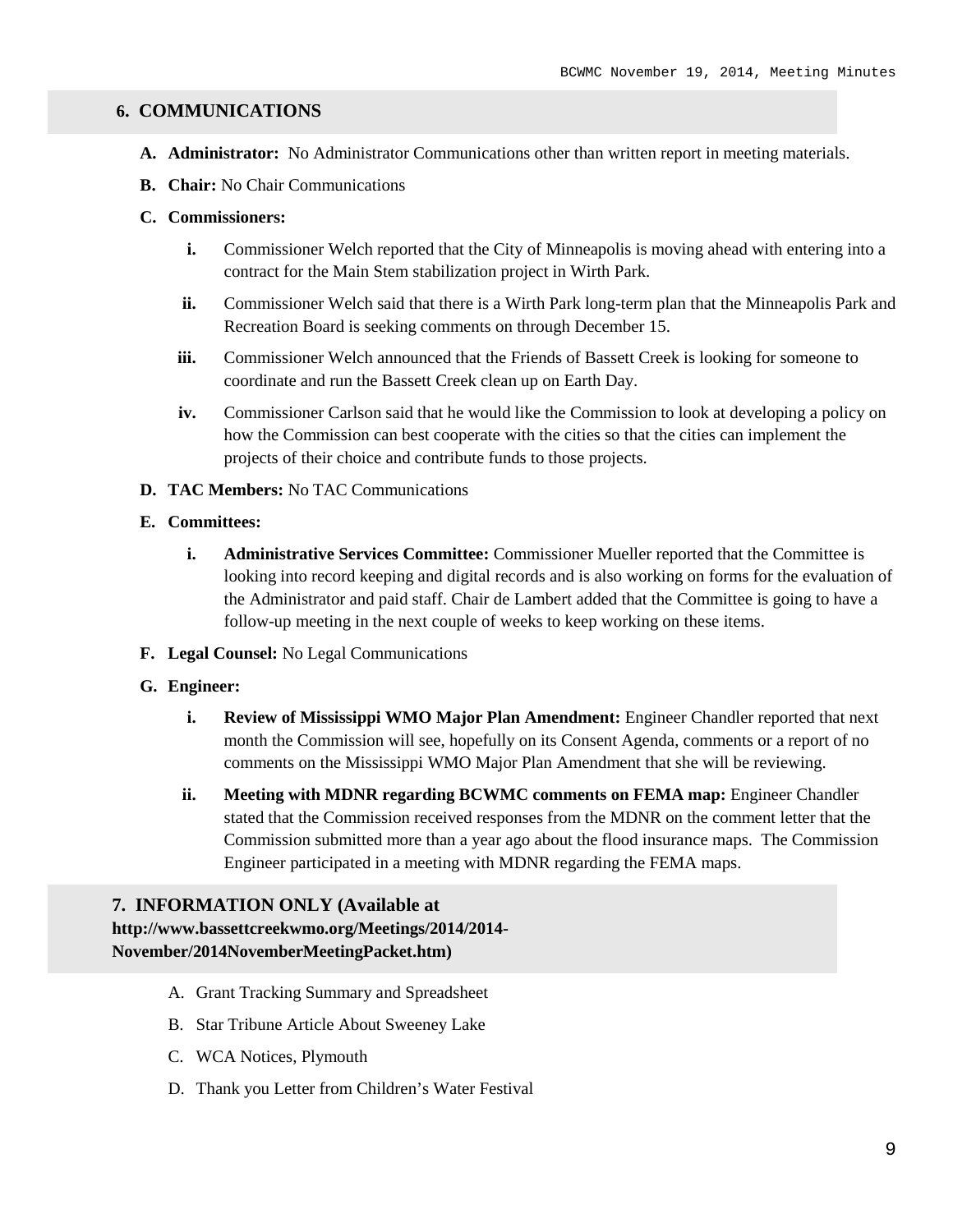## 6. COMMUNICATIONS

**A. Administrator:** No Administrator Communications other than written report in meeting materials.

**B. Chair:** No Chair Communications

**C. Commissioners:**

- **i.** Commissioner Welch reported that the City of Minneapolis is moving ahead with entering into a contract for the Main Stem stabilization project in Wirth Park.
- **ii.** Commissioner Welch said that there is a Wirth Park long-term plan that the Minneapolis Park and Recreation Board is seeking comments on through December 15.
- **iii.** Commissioner Welch announced that the Friends of Bassett Creek is looking for someone to coordinate and run the Bassett Creek clean up on Earth Day.
- **iv.** Commissioner Carlson said that he would like the Commission to look at developing a policy on how the Commission can best cooperate with the cities so that the cities can implement the projects of their choice and contribute funds to those projects.

**D. TAC Members:** No TAC Communications

**E. Committees:**

- **i. Administrative Services Committee:** Commissioner Mueller reported that the Committee is looking into record keeping and digital records and is also working on forms for the evaluation of the Administrator and paid staff. Chair de Lambert added that the Committee is going to have a follow-up meeting in the next couple of weeks to keep working on these items.

**F. Legal Counsel:** No Legal Communications

**G. Engineer:**

- **i. Review of Mississippi WMO Major Plan Amendment:** Engineer Chandler reported that next month the Commission will see, hopefully on its Consent Agenda, comments or a report of no comments on the Mississippi WMO Major Plan Amendment that she will be reviewing.
- **ii. Meeting with MDNR regarding BCWMC comments on FEMA map:** Engineer Chandler stated that the Commission received responses from the MDNR on the comment letter that the Commission submitted more than a year ago about the flood insurance maps. The Commission Engineer participated in a meeting with MDNR regarding the FEMA maps.

## 7. INFORMATION ONLY (Available at http://www.bassettcreekwmo.org/Meetings/2014/2014-November/2014NovemberMeetingPacket.htm)

A. Grant Tracking Summary and Spreadsheet

B. Star Tribune Article About Sweeney Lake

C. WCA Notices, Plymouth

D. Thank you Letter from Children's Water Festival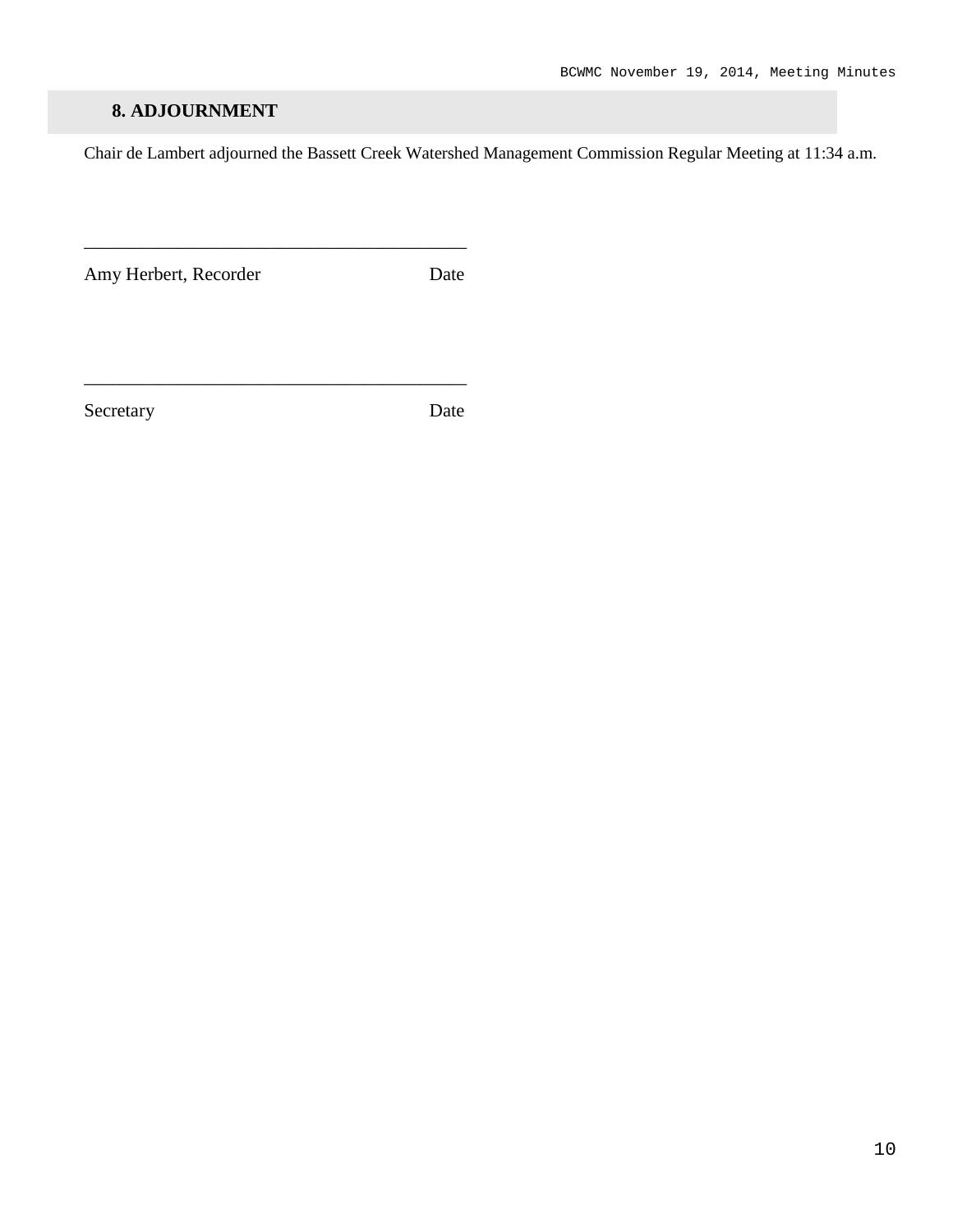## 8. ADJOURNMENT

Chair de Lambert adjourned the Bassett Creek Watershed Management Commission Regular Meeting at 11:34 a.m.

\_\_\_\_\_\_\_\_\_\_\_\_\_\_\_\_\_\_\_\_\_\_\_\_\_\_\_\_\_\_\_\_\_\_\_\_\_\_\_\_\_\_

Amy Herbert, Recorder Date

\_\_\_\_\_\_\_\_\_\_\_\_\_\_\_\_\_\_\_\_\_\_\_\_\_\_\_\_\_\_\_\_\_\_\_\_\_\_\_\_\_\_

Secretary Date